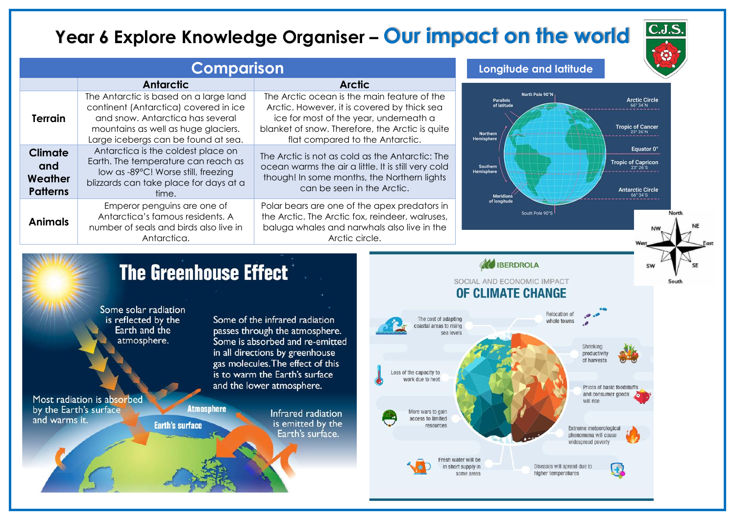# Year 6 Explore Knowledge Organiser – Our impact on the world

C.J.S.

## Comparison

| | Antarctic | Arctic |
|---|---|---|
| **Terrain** | The Antarctic is based on a large land continent (Antarctica) covered in ice and snow. Antarctica has several mountains as well as huge glaciers. Large icebergs can be found at sea. | The Arctic ocean is the main feature of the Arctic. However, it is covered by thick sea ice for most of the year, underneath a blanket of snow. Therefore, the Arctic is quite flat compared to the Antarctic. |
| **Climate and Weather Patterns** | Antarctica is the coldest place on Earth. The temperature can reach as low as -89°C! Worse still, freezing blizzards can take place for days at a time. | The Arctic is not as cold as the Antarctic: The ocean warms the air a little. It is still very cold though! In some months, the Northern lights can be seen in the Arctic. |
| **Animals** | Emperor penguins are one of Antarctica's famous residents. A number of seals and birds also live in Antarctica. | Polar bears are one of the apex predators in the Arctic. The Arctic fox, reindeer, walruses, baluga whales and narwhals also live in the Arctic circle. |

## Longitude and latitude

North Pole 90°N

Parallels of latitude

Northern Hemisphere

Southern Hemisphere

Meridians of longitude

South Pole 90°S

Arctic Circle 66° 34'N

Tropic of Cancer 23° 26'N

Equator 0°

Tropic of Capricorn 23° 26'S

Antarctic Circle 66° 34'S

North, NE, East, SE, South, SW, West, NW

## The Greenhouse Effect

Some solar radiation is reflected by the Earth and the atmosphere.

Most radiation is absorbed by the Earth's surface and warms it.

Some of the infrared radiation passes through the atmosphere. Some is absorbed and re-emitted in all directions by greenhouse gas molecules. The effect of this is to warm the Earth's surface and the lower atmosphere.

Infrared radiation is emitted by the Earth's surface.

Atmosphere

Earth's surface

## IBERDROLA

### SOCIAL AND ECONOMIC IMPACT OF CLIMATE CHANGE

- The cost of adapting coastal areas to rising sea levels
- Relocation of whole towns
- Shrinking productivity of harvests
- Loss of the capacity to work due to heat
- Prices of basic foodstuffs and consumer goods will rise
- More wars to gain access to limited resources
- Extreme meteorological phenomena will cause widespread poverty
- Fresh water will be in short supply in some areas
- Diseases will spread due to higher temperatures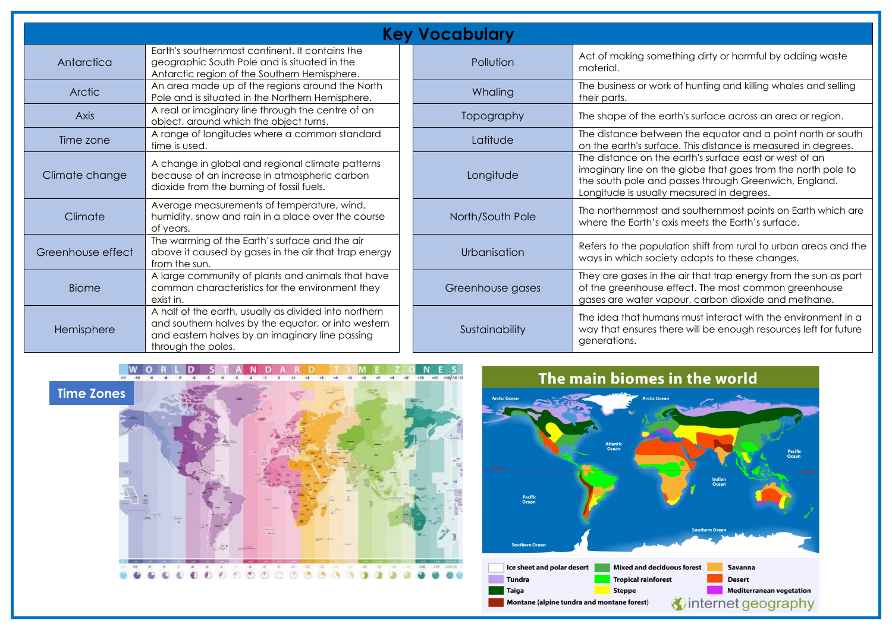# Key Vocabulary

| | | | |
|---|---|---|---|
| Antarctica | Earth's southernmost continent. It contains the geographic South Pole and is situated in the Antarctic region of the Southern Hemisphere. | Pollution | Act of making something dirty or harmful by adding waste material. |
| Arctic | An area made up of the regions around the North Pole and is situated in the Northern Hemisphere. | Whaling | The business or work of hunting and killing whales and selling their parts. |
| Axis | A real or imaginary line through the centre of an object, around which the object turns. | Topography | The shape of the earth's surface across an area or region. |
| Time zone | A range of longitudes where a common standard time is used. | Latitude | The distance between the equator and a point north or south on the earth's surface. This distance is measured in degrees. |
| Climate change | A change in global and regional climate patterns because of an increase in atmospheric carbon dioxide from the burning of fossil fuels. | Longitude | The distance on the earth's surface east or west of an imaginary line on the globe that goes from the north pole to the south pole and passes through Greenwich, England. Longitude is usually measured in degrees. |
| Climate | Average measurements of temperature, wind, humidity, snow and rain in a place over the course of years. | North/South Pole | The northernmost and southernmost points on Earth which are where the Earth's axis meets the Earth's surface. |
| Greenhouse effect | The warming of the Earth's surface and the air above it caused by gases in the air that trap energy from the sun. | Urbanisation | Refers to the population shift from rural to urban areas and the ways in which society adapts to these changes. |
| Biome | A large community of plants and animals that have common characteristics for the environment they exist in. | Greenhouse gases | They are gases in the air that trap energy from the sun as part of the greenhouse effect. The most common greenhouse gases are water vapour, carbon dioxide and methane. |
| Hemisphere | A half of the earth, usually as divided into northern and southern halves by the equator, or into western and eastern halves by an imaginary line passing through the poles. | Sustainability | The idea that humans must interact with the environment in a way that ensures there will be enough resources left for future generations. |

**Time Zones**

WORLD STANDARD TIME ZONES

**The main biomes in the world**

Arctic Ocean
Atlantic Ocean
Pacific Ocean
Indian Ocean
Southern Ocean

- Ice sheet and polar desert
- Tundra
- Taiga
- Montane (alpine tundra and montane forest)
- Mixed and deciduous forest
- Tropical rainforest
- Steppe
- Savanna
- Desert
- Mediterranean vegetation

internet geography